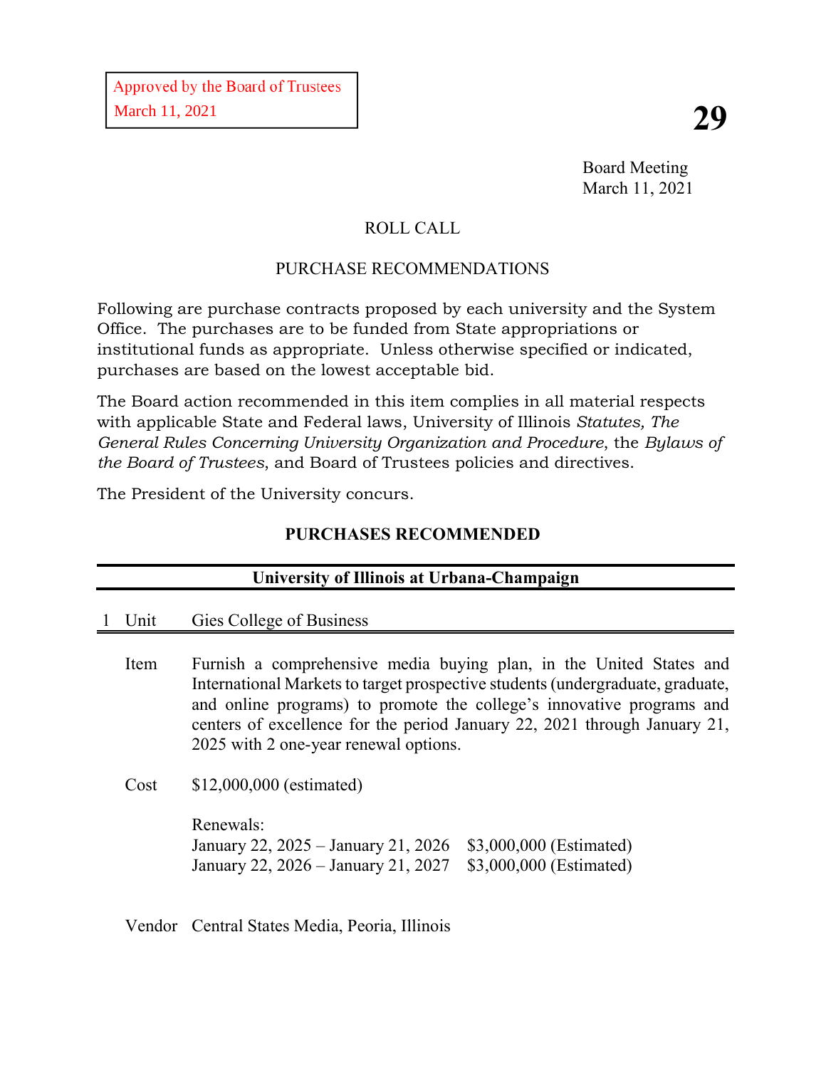Approved by the Board of Trustees
March 11, 2021

**29**

Board Meeting
March 11, 2021

ROLL CALL

PURCHASE RECOMMENDATIONS

Following are purchase contracts proposed by each university and the System Office. The purchases are to be funded from State appropriations or institutional funds as appropriate. Unless otherwise specified or indicated, purchases are based on the lowest acceptable bid.

The Board action recommended in this item complies in all material respects with applicable State and Federal laws, University of Illinois *Statutes, The General Rules Concerning University Organization and Procedure*, the *Bylaws of the Board of Trustees*, and Board of Trustees policies and directives.

The President of the University concurs.

## PURCHASES RECOMMENDED

### University of Illinois at Urbana-Champaign

1 Unit — Gies College of Business

Item — Furnish a comprehensive media buying plan, in the United States and International Markets to target prospective students (undergraduate, graduate, and online programs) to promote the college's innovative programs and centers of excellence for the period January 22, 2021 through January 21, 2025 with 2 one-year renewal options.

Cost — $12,000,000 (estimated)

Renewals:
January 22, 2025 – January 21, 2026 $3,000,000 (Estimated)
January 22, 2026 – January 21, 2027 $3,000,000 (Estimated)

Vendor — Central States Media, Peoria, Illinois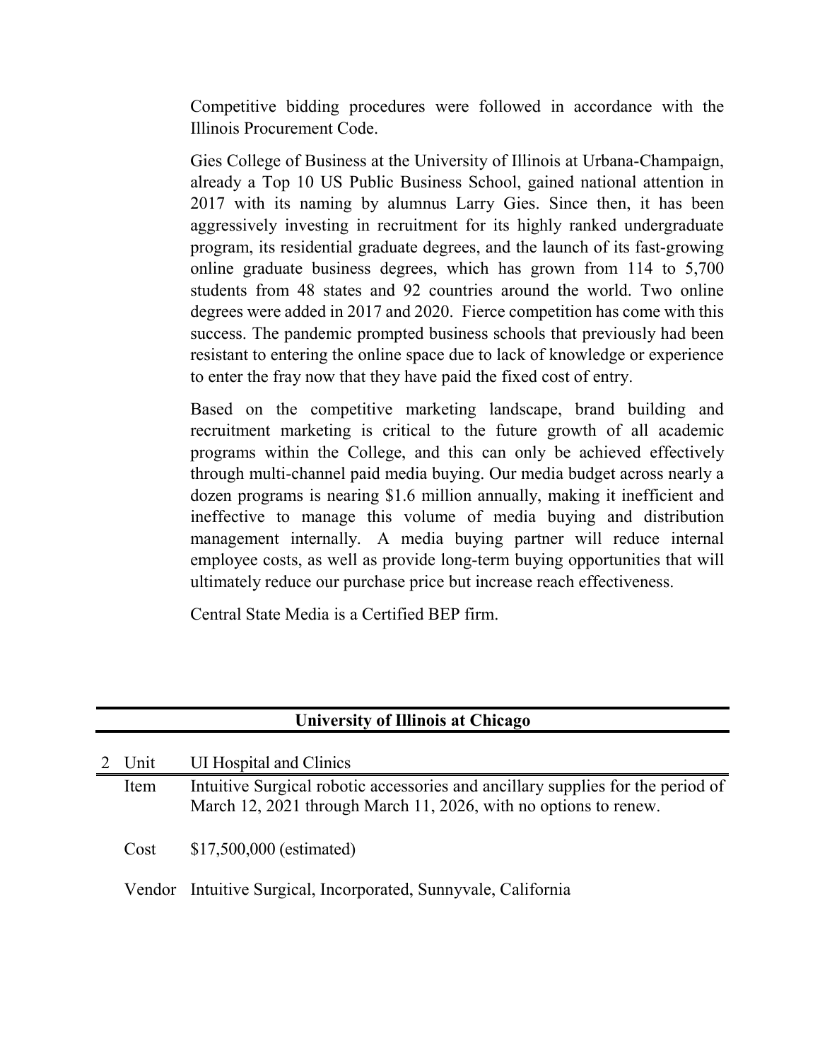Competitive bidding procedures were followed in accordance with the Illinois Procurement Code.

Gies College of Business at the University of Illinois at Urbana-Champaign, already a Top 10 US Public Business School, gained national attention in 2017 with its naming by alumnus Larry Gies. Since then, it has been aggressively investing in recruitment for its highly ranked undergraduate program, its residential graduate degrees, and the launch of its fast-growing online graduate business degrees, which has grown from 114 to 5,700 students from 48 states and 92 countries around the world. Two online degrees were added in 2017 and 2020. Fierce competition has come with this success. The pandemic prompted business schools that previously had been resistant to entering the online space due to lack of knowledge or experience to enter the fray now that they have paid the fixed cost of entry.

Based on the competitive marketing landscape, brand building and recruitment marketing is critical to the future growth of all academic programs within the College, and this can only be achieved effectively through multi-channel paid media buying. Our media budget across nearly a dozen programs is nearing $1.6 million annually, making it inefficient and ineffective to manage this volume of media buying and distribution management internally. A media buying partner will reduce internal employee costs, as well as provide long-term buying opportunities that will ultimately reduce our purchase price but increase reach effectiveness.

Central State Media is a Certified BEP firm.

## University of Illinois at Chicago

2 **Unit** UI Hospital and Clinics

**Item** Intuitive Surgical robotic accessories and ancillary supplies for the period of March 12, 2021 through March 11, 2026, with no options to renew.

**Cost** $17,500,000 (estimated)

**Vendor** Intuitive Surgical, Incorporated, Sunnyvale, California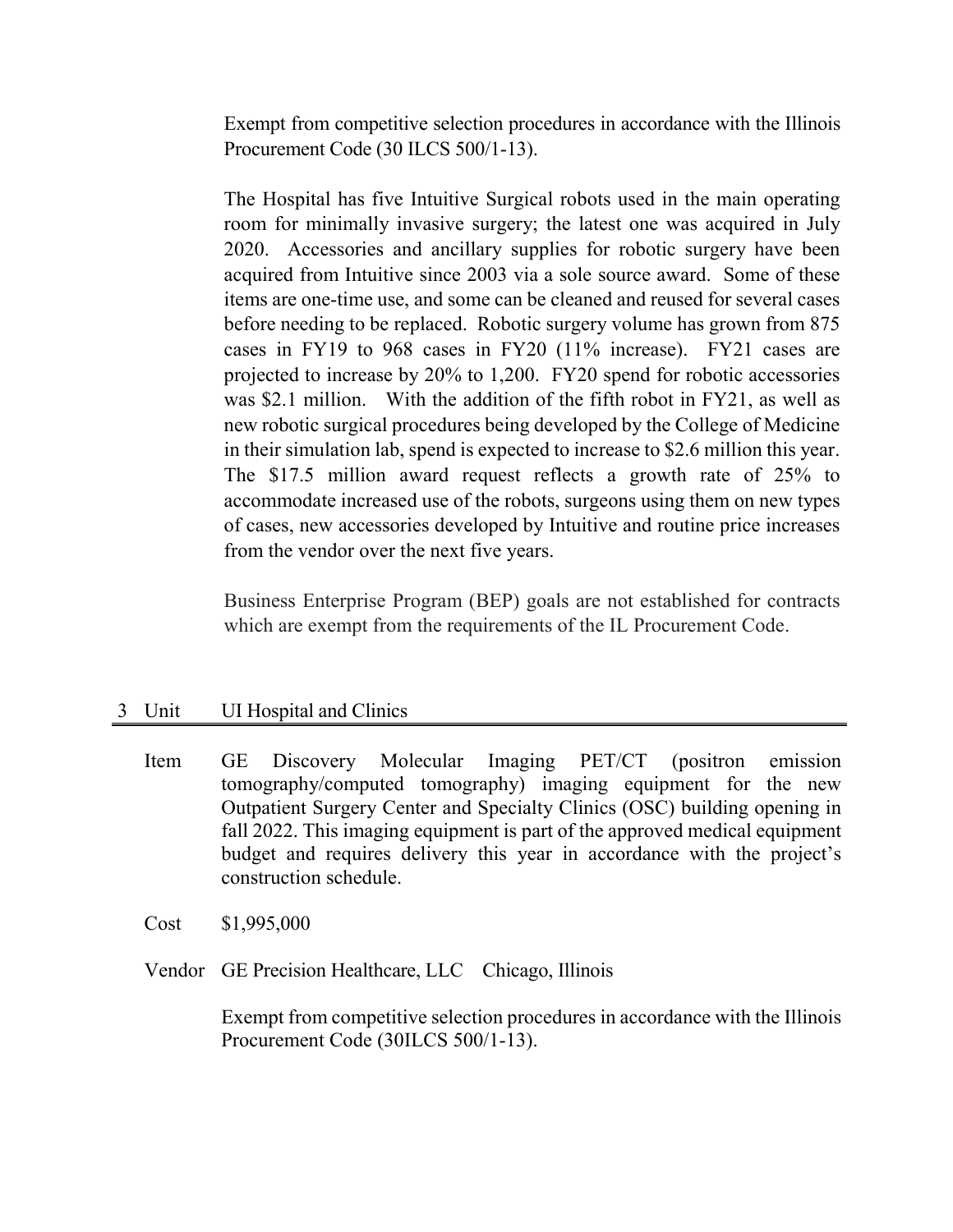Exempt from competitive selection procedures in accordance with the Illinois Procurement Code (30 ILCS 500/1-13).

The Hospital has five Intuitive Surgical robots used in the main operating room for minimally invasive surgery; the latest one was acquired in July 2020. Accessories and ancillary supplies for robotic surgery have been acquired from Intuitive since 2003 via a sole source award. Some of these items are one-time use, and some can be cleaned and reused for several cases before needing to be replaced. Robotic surgery volume has grown from 875 cases in FY19 to 968 cases in FY20 (11% increase). FY21 cases are projected to increase by 20% to 1,200. FY20 spend for robotic accessories was $2.1 million. With the addition of the fifth robot in FY21, as well as new robotic surgical procedures being developed by the College of Medicine in their simulation lab, spend is expected to increase to $2.6 million this year. The $17.5 million award request reflects a growth rate of 25% to accommodate increased use of the robots, surgeons using them on new types of cases, new accessories developed by Intuitive and routine price increases from the vendor over the next five years.

Business Enterprise Program (BEP) goals are not established for contracts which are exempt from the requirements of the IL Procurement Code.

## 3 Unit UI Hospital and Clinics

**Item** GE Discovery Molecular Imaging PET/CT (positron emission tomography/computed tomography) imaging equipment for the new Outpatient Surgery Center and Specialty Clinics (OSC) building opening in fall 2022. This imaging equipment is part of the approved medical equipment budget and requires delivery this year in accordance with the project's construction schedule.

**Cost** $1,995,000

**Vendor** GE Precision Healthcare, LLC Chicago, Illinois

Exempt from competitive selection procedures in accordance with the Illinois Procurement Code (30ILCS 500/1-13).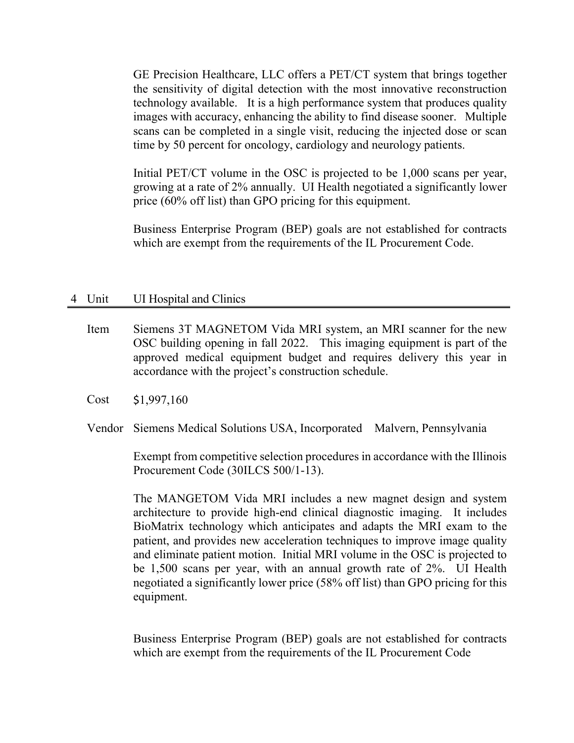GE Precision Healthcare, LLC offers a PET/CT system that brings together the sensitivity of digital detection with the most innovative reconstruction technology available. It is a high performance system that produces quality images with accuracy, enhancing the ability to find disease sooner. Multiple scans can be completed in a single visit, reducing the injected dose or scan time by 50 percent for oncology, cardiology and neurology patients.

Initial PET/CT volume in the OSC is projected to be 1,000 scans per year, growing at a rate of 2% annually. UI Health negotiated a significantly lower price (60% off list) than GPO pricing for this equipment.

Business Enterprise Program (BEP) goals are not established for contracts which are exempt from the requirements of the IL Procurement Code.

## 4 Unit UI Hospital and Clinics

**Item** Siemens 3T MAGNETOM Vida MRI system, an MRI scanner for the new OSC building opening in fall 2022. This imaging equipment is part of the approved medical equipment budget and requires delivery this year in accordance with the project's construction schedule.

**Cost** $1,997,160

**Vendor** Siemens Medical Solutions USA, Incorporated Malvern, Pennsylvania

Exempt from competitive selection procedures in accordance with the Illinois Procurement Code (30ILCS 500/1-13).

The MANGETOM Vida MRI includes a new magnet design and system architecture to provide high-end clinical diagnostic imaging. It includes BioMatrix technology which anticipates and adapts the MRI exam to the patient, and provides new acceleration techniques to improve image quality and eliminate patient motion. Initial MRI volume in the OSC is projected to be 1,500 scans per year, with an annual growth rate of 2%. UI Health negotiated a significantly lower price (58% off list) than GPO pricing for this equipment.

Business Enterprise Program (BEP) goals are not established for contracts which are exempt from the requirements of the IL Procurement Code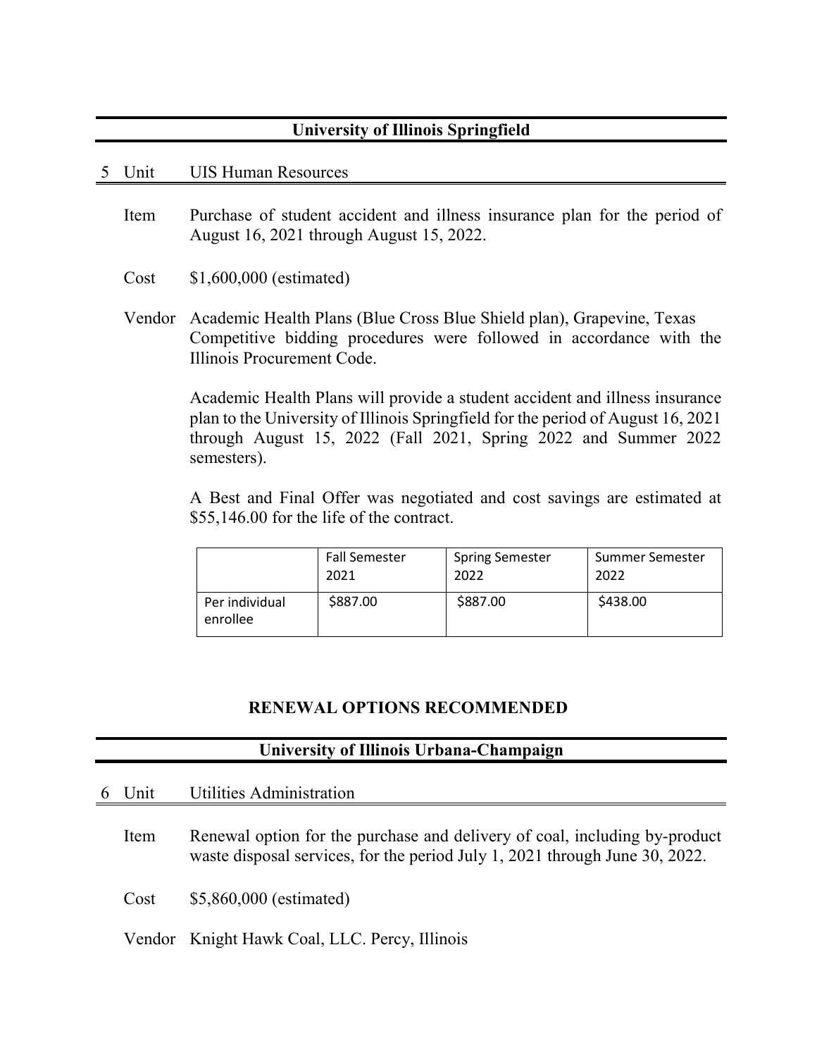## University of Illinois Springfield

5 Unit UIS Human Resources

Item Purchase of student accident and illness insurance plan for the period of August 16, 2021 through August 15, 2022.

Cost $1,600,000 (estimated)

Vendor Academic Health Plans (Blue Cross Blue Shield plan), Grapevine, Texas
Competitive bidding procedures were followed in accordance with the Illinois Procurement Code.

Academic Health Plans will provide a student accident and illness insurance plan to the University of Illinois Springfield for the period of August 16, 2021 through August 15, 2022 (Fall 2021, Spring 2022 and Summer 2022 semesters).

A Best and Final Offer was negotiated and cost savings are estimated at $55,146.00 for the life of the contract.

| | Fall Semester 2021 | Spring Semester 2022 | Summer Semester 2022 |
|---|---|---|---|
| Per individual enrollee | $887.00 | $887.00 | $438.00 |

## RENEWAL OPTIONS RECOMMENDED

## University of Illinois Urbana-Champaign

6 Unit Utilities Administration

Item Renewal option for the purchase and delivery of coal, including by-product waste disposal services, for the period July 1, 2021 through June 30, 2022.

Cost $5,860,000 (estimated)

Vendor Knight Hawk Coal, LLC. Percy, Illinois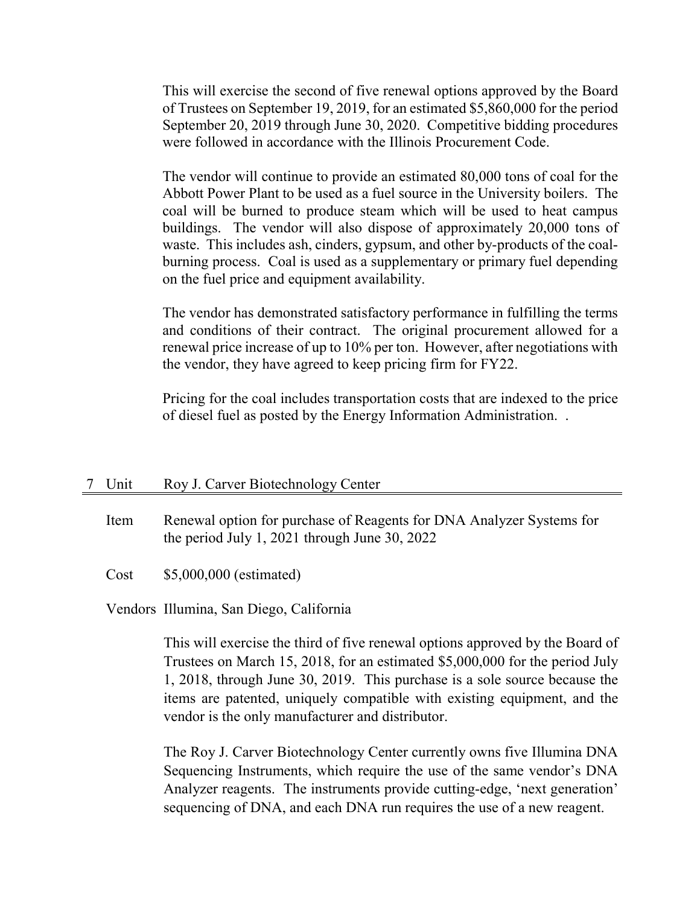This will exercise the second of five renewal options approved by the Board of Trustees on September 19, 2019, for an estimated $5,860,000 for the period September 20, 2019 through June 30, 2020. Competitive bidding procedures were followed in accordance with the Illinois Procurement Code.

The vendor will continue to provide an estimated 80,000 tons of coal for the Abbott Power Plant to be used as a fuel source in the University boilers. The coal will be burned to produce steam which will be used to heat campus buildings. The vendor will also dispose of approximately 20,000 tons of waste. This includes ash, cinders, gypsum, and other by-products of the coal-burning process. Coal is used as a supplementary or primary fuel depending on the fuel price and equipment availability.

The vendor has demonstrated satisfactory performance in fulfilling the terms and conditions of their contract. The original procurement allowed for a renewal price increase of up to 10% per ton. However, after negotiations with the vendor, they have agreed to keep pricing firm for FY22.

Pricing for the coal includes transportation costs that are indexed to the price of diesel fuel as posted by the Energy Information Administration. .

## 7 Unit Roy J. Carver Biotechnology Center

**Item** Renewal option for purchase of Reagents for DNA Analyzer Systems for the period July 1, 2021 through June 30, 2022

**Cost** $5,000,000 (estimated)

**Vendors** Illumina, San Diego, California

This will exercise the third of five renewal options approved by the Board of Trustees on March 15, 2018, for an estimated $5,000,000 for the period July 1, 2018, through June 30, 2019. This purchase is a sole source because the items are patented, uniquely compatible with existing equipment, and the vendor is the only manufacturer and distributor.

The Roy J. Carver Biotechnology Center currently owns five Illumina DNA Sequencing Instruments, which require the use of the same vendor's DNA Analyzer reagents. The instruments provide cutting-edge, 'next generation' sequencing of DNA, and each DNA run requires the use of a new reagent.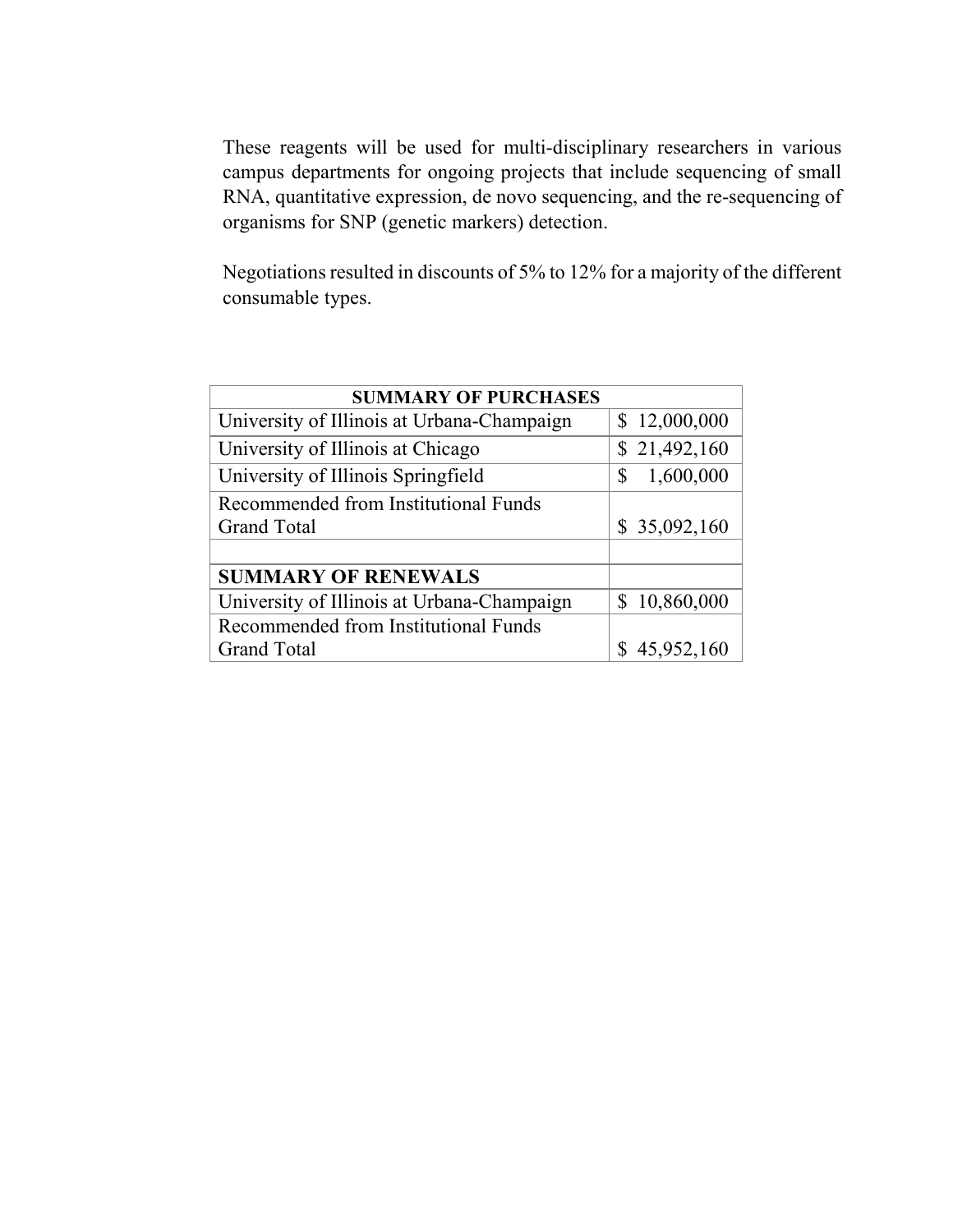These reagents will be used for multi-disciplinary researchers in various campus departments for ongoing projects that include sequencing of small RNA, quantitative expression, de novo sequencing, and the re-sequencing of organisms for SNP (genetic markers) detection.

Negotiations resulted in discounts of 5% to 12% for a majority of the different consumable types.

| **SUMMARY OF PURCHASES** | |
|---|---|
| University of Illinois at Urbana-Champaign | $ 12,000,000 |
| University of Illinois at Chicago | $ 21,492,160 |
| University of Illinois Springfield | $ 1,600,000 |
| Recommended from Institutional Funds Grand Total | $ 35,092,160 |
| | |
| **SUMMARY OF RENEWALS** | |
| University of Illinois at Urbana-Champaign | $ 10,860,000 |
| Recommended from Institutional Funds Grand Total | $ 45,952,160 |